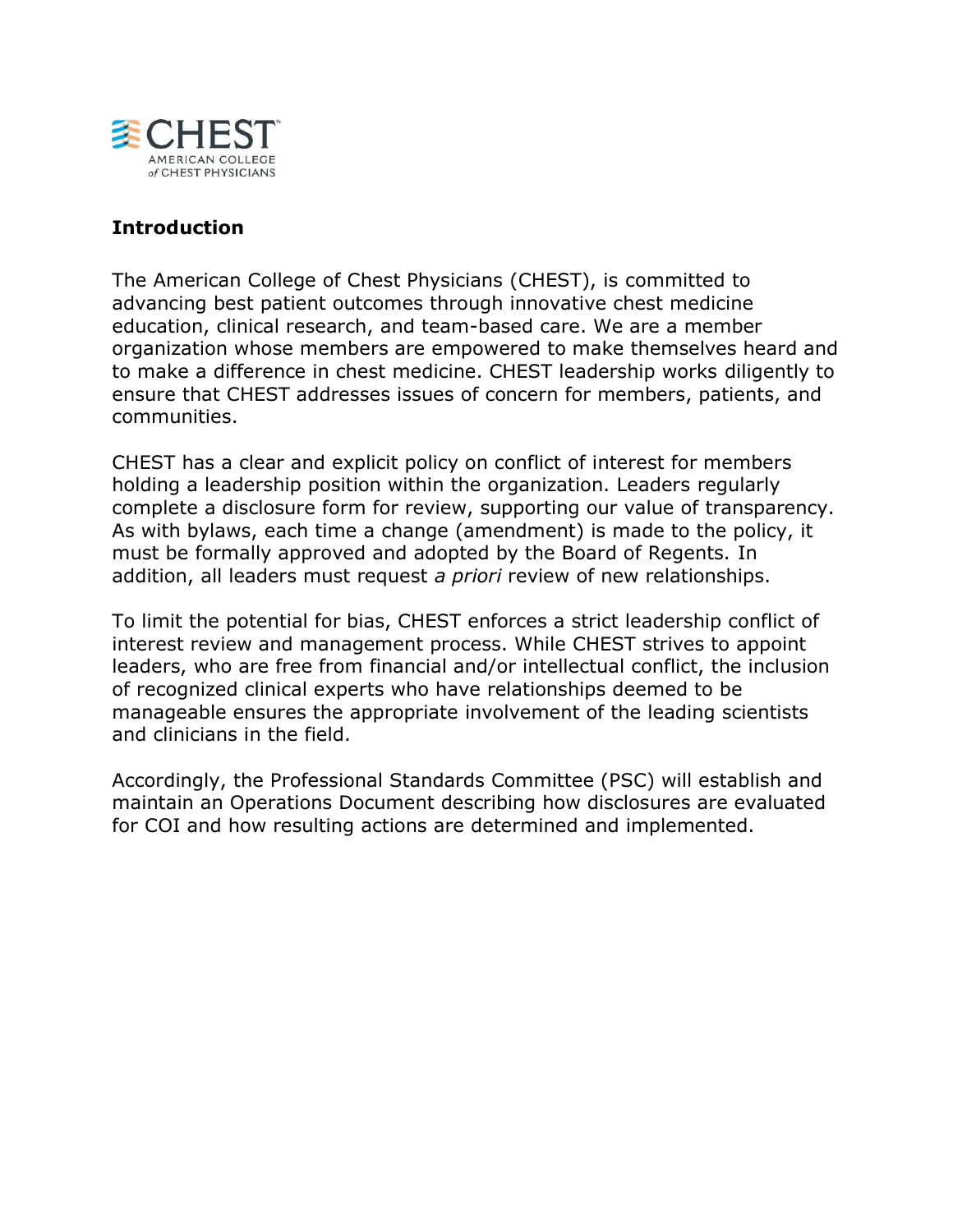## Introduction

The American College of Chest Physicians (CHEST), is committed to advancing best patient outcomes through innovative chest medicine education, clinical research, and team-based care. We are a member organization whose members are empowered to make themselves heard and to make a difference in chest medicine. CHEST leadership works diligently to ensure that CHEST addresses issues of concern for members, patients, and communities.

CHEST has a clear and explicit policy on conflict of interest for members holding a leadership position within the organization. Leaders regularly complete a disclosure form for review, supporting our value of transparency. As with bylaws, each time a change (amendment) is made to the policy, it must be formally approved and adopted by the Board of Regents. In addition, all leaders must request *a priori* review of new relationships.

To limit the potential for bias, CHEST enforces a strict leadership conflict of interest review and management process. While CHEST strives to appoint leaders, who are free from financial and/or intellectual conflict, the inclusion of recognized clinical experts who have relationships deemed to be manageable ensures the appropriate involvement of the leading scientists and clinicians in the field.

Accordingly, the Professional Standards Committee (PSC) will establish and maintain an Operations Document describing how disclosures are evaluated for COI and how resulting actions are determined and implemented.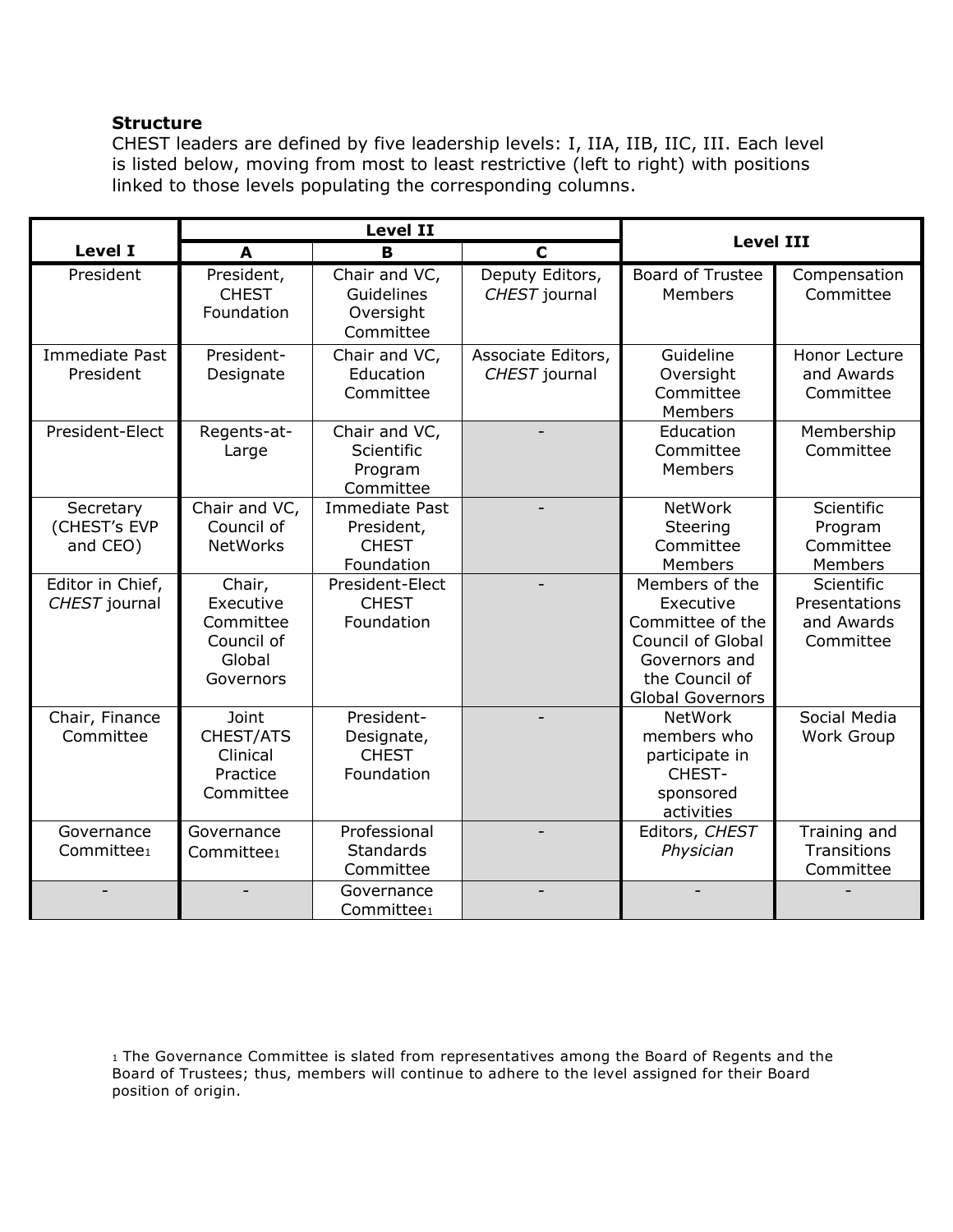**Structure**

CHEST leaders are defined by five leadership levels: I, IIA, IIB, IIC, III. Each level is listed below, moving from most to least restrictive (left to right) with positions linked to those levels populating the corresponding columns.

| Level I | Level II | | | Level III | |
|---|---|---|---|---|---|
| | A | B | C | | |
| President | President, CHEST Foundation | Chair and VC, Guidelines Oversight Committee | Deputy Editors, *CHEST* journal | Board of Trustee Members | Compensation Committee |
| Immediate Past President | President-Designate | Chair and VC, Education Committee | Associate Editors, *CHEST* journal | Guideline Oversight Committee Members | Honor Lecture and Awards Committee |
| President-Elect | Regents-at-Large | Chair and VC, Scientific Program Committee | - | Education Committee Members | Membership Committee |
| Secretary (CHEST's EVP and CEO) | Chair and VC, Council of NetWorks | Immediate Past President, CHEST Foundation | - | NetWork Steering Committee Members | Scientific Program Committee Members |
| Editor in Chief, *CHEST* journal | Chair, Executive Committee Council of Global Governors | President-Elect CHEST Foundation | - | Members of the Executive Committee of the Council of Global Governors and the Council of Global Governors | Scientific Presentations and Awards Committee |
| Chair, Finance Committee | Joint CHEST/ATS Clinical Practice Committee | President-Designate, CHEST Foundation | - | NetWork members who participate in CHEST-sponsored activities | Social Media Work Group |
| Governance Committee[1] | Governance Committee[1] | Professional Standards Committee | - | Editors, *CHEST Physician* | Training and Transitions Committee |
| - | - | Governance Committee[1] | - | - | - |

[1] The Governance Committee is slated from representatives among the Board of Regents and the Board of Trustees; thus, members will continue to adhere to the level assigned for their Board position of origin.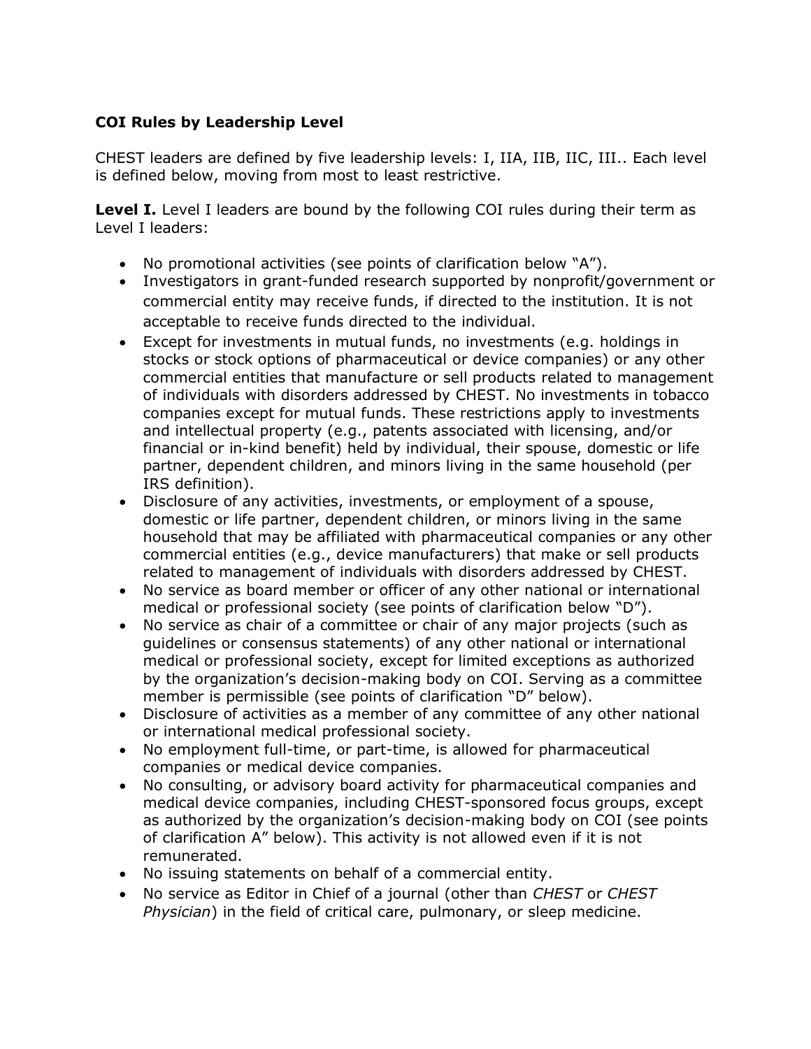**COI Rules by Leadership Level**

CHEST leaders are defined by five leadership levels: I, IIA, IIB, IIC, III.. Each level is defined below, moving from most to least restrictive.

**Level I.** Level I leaders are bound by the following COI rules during their term as Level I leaders:

- No promotional activities (see points of clarification below "A").
- Investigators in grant-funded research supported by nonprofit/government or commercial entity may receive funds, if directed to the institution. It is not acceptable to receive funds directed to the individual.
- Except for investments in mutual funds, no investments (e.g. holdings in stocks or stock options of pharmaceutical or device companies) or any other commercial entities that manufacture or sell products related to management of individuals with disorders addressed by CHEST. No investments in tobacco companies except for mutual funds. These restrictions apply to investments and intellectual property (e.g., patents associated with licensing, and/or financial or in-kind benefit) held by individual, their spouse, domestic or life partner, dependent children, and minors living in the same household (per IRS definition).
- Disclosure of any activities, investments, or employment of a spouse, domestic or life partner, dependent children, or minors living in the same household that may be affiliated with pharmaceutical companies or any other commercial entities (e.g., device manufacturers) that make or sell products related to management of individuals with disorders addressed by CHEST.
- No service as board member or officer of any other national or international medical or professional society (see points of clarification below "D").
- No service as chair of a committee or chair of any major projects (such as guidelines or consensus statements) of any other national or international medical or professional society, except for limited exceptions as authorized by the organization's decision-making body on COI. Serving as a committee member is permissible (see points of clarification "D" below).
- Disclosure of activities as a member of any committee of any other national or international medical professional society.
- No employment full-time, or part-time, is allowed for pharmaceutical companies or medical device companies.
- No consulting, or advisory board activity for pharmaceutical companies and medical device companies, including CHEST-sponsored focus groups, except as authorized by the organization's decision-making body on COI (see points of clarification A" below). This activity is not allowed even if it is not remunerated.
- No issuing statements on behalf of a commercial entity.
- No service as Editor in Chief of a journal (other than *CHEST* or *CHEST Physician*) in the field of critical care, pulmonary, or sleep medicine.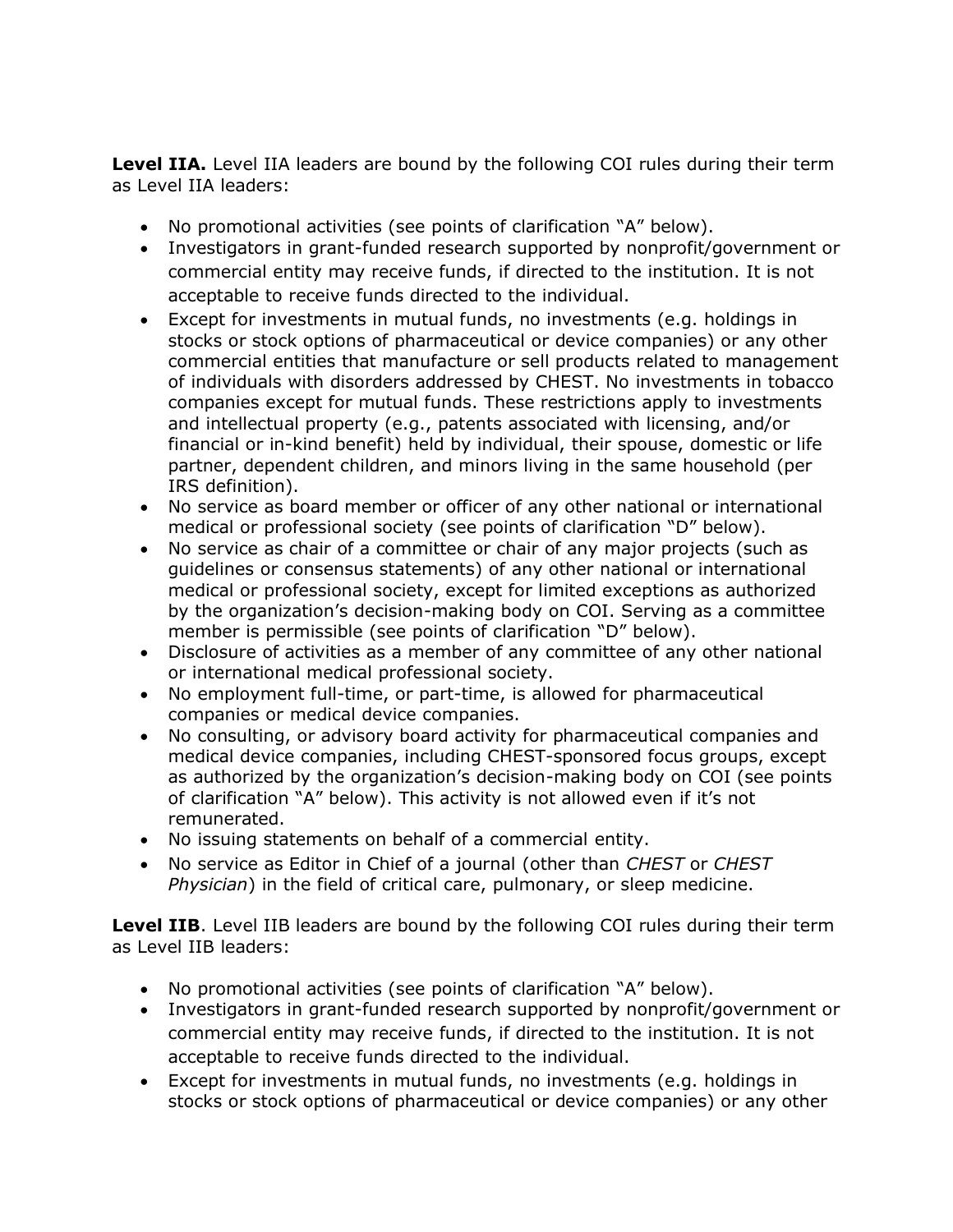**Level IIA.** Level IIA leaders are bound by the following COI rules during their term as Level IIA leaders:

- No promotional activities (see points of clarification “A” below).
- Investigators in grant-funded research supported by nonprofit/government or commercial entity may receive funds, if directed to the institution. It is not acceptable to receive funds directed to the individual.
- Except for investments in mutual funds, no investments (e.g. holdings in stocks or stock options of pharmaceutical or device companies) or any other commercial entities that manufacture or sell products related to management of individuals with disorders addressed by CHEST. No investments in tobacco companies except for mutual funds. These restrictions apply to investments and intellectual property (e.g., patents associated with licensing, and/or financial or in-kind benefit) held by individual, their spouse, domestic or life partner, dependent children, and minors living in the same household (per IRS definition).
- No service as board member or officer of any other national or international medical or professional society (see points of clarification “D” below).
- No service as chair of a committee or chair of any major projects (such as guidelines or consensus statements) of any other national or international medical or professional society, except for limited exceptions as authorized by the organization’s decision-making body on COI. Serving as a committee member is permissible (see points of clarification “D” below).
- Disclosure of activities as a member of any committee of any other national or international medical professional society.
- No employment full-time, or part-time, is allowed for pharmaceutical companies or medical device companies.
- No consulting, or advisory board activity for pharmaceutical companies and medical device companies, including CHEST-sponsored focus groups, except as authorized by the organization’s decision-making body on COI (see points of clarification “A” below). This activity is not allowed even if it’s not remunerated.
- No issuing statements on behalf of a commercial entity.
- No service as Editor in Chief of a journal (other than *CHEST* or *CHEST Physician*) in the field of critical care, pulmonary, or sleep medicine.

**Level IIB**. Level IIB leaders are bound by the following COI rules during their term as Level IIB leaders:

- No promotional activities (see points of clarification “A” below).
- Investigators in grant-funded research supported by nonprofit/government or commercial entity may receive funds, if directed to the institution. It is not acceptable to receive funds directed to the individual.
- Except for investments in mutual funds, no investments (e.g. holdings in stocks or stock options of pharmaceutical or device companies) or any other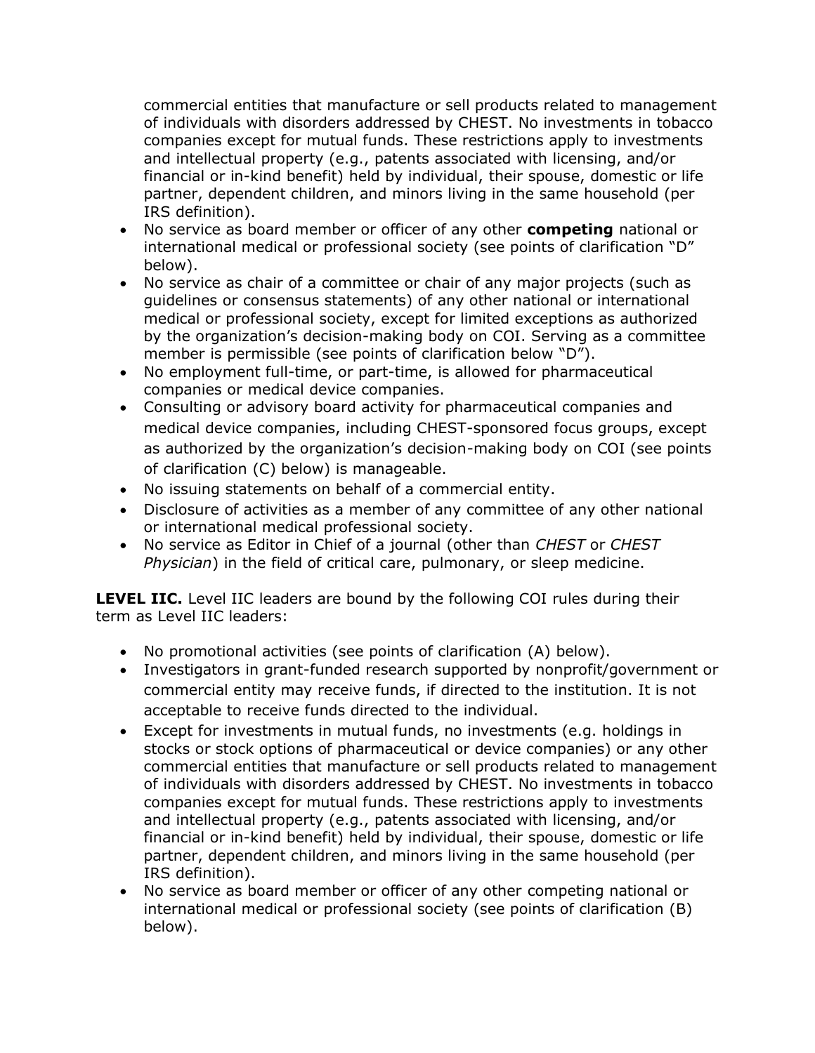commercial entities that manufacture or sell products related to management of individuals with disorders addressed by CHEST. No investments in tobacco companies except for mutual funds. These restrictions apply to investments and intellectual property (e.g., patents associated with licensing, and/or financial or in-kind benefit) held by individual, their spouse, domestic or life partner, dependent children, and minors living in the same household (per IRS definition).

- No service as board member or officer of any other **competing** national or international medical or professional society (see points of clarification "D" below).
- No service as chair of a committee or chair of any major projects (such as guidelines or consensus statements) of any other national or international medical or professional society, except for limited exceptions as authorized by the organization's decision-making body on COI. Serving as a committee member is permissible (see points of clarification below "D").
- No employment full-time, or part-time, is allowed for pharmaceutical companies or medical device companies.
- Consulting or advisory board activity for pharmaceutical companies and medical device companies, including CHEST-sponsored focus groups, except as authorized by the organization's decision-making body on COI (see points of clarification (C) below) is manageable.
- No issuing statements on behalf of a commercial entity.
- Disclosure of activities as a member of any committee of any other national or international medical professional society.
- No service as Editor in Chief of a journal (other than *CHEST* or *CHEST Physician*) in the field of critical care, pulmonary, or sleep medicine.

**LEVEL IIC.** Level IIC leaders are bound by the following COI rules during their term as Level IIC leaders:

- No promotional activities (see points of clarification (A) below).
- Investigators in grant-funded research supported by nonprofit/government or commercial entity may receive funds, if directed to the institution. It is not acceptable to receive funds directed to the individual.
- Except for investments in mutual funds, no investments (e.g. holdings in stocks or stock options of pharmaceutical or device companies) or any other commercial entities that manufacture or sell products related to management of individuals with disorders addressed by CHEST. No investments in tobacco companies except for mutual funds. These restrictions apply to investments and intellectual property (e.g., patents associated with licensing, and/or financial or in-kind benefit) held by individual, their spouse, domestic or life partner, dependent children, and minors living in the same household (per IRS definition).
- No service as board member or officer of any other competing national or international medical or professional society (see points of clarification (B) below).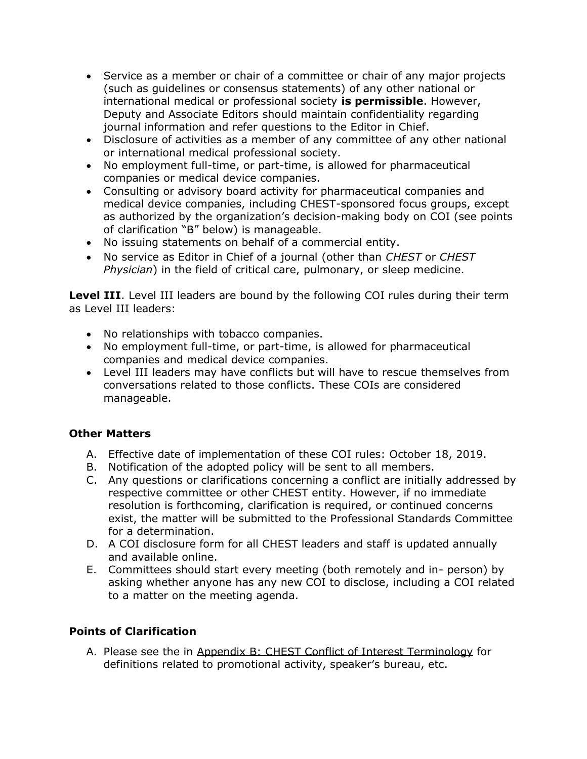- Service as a member or chair of a committee or chair of any major projects (such as guidelines or consensus statements) of any other national or international medical or professional society **is permissible**. However, Deputy and Associate Editors should maintain confidentiality regarding journal information and refer questions to the Editor in Chief.
- Disclosure of activities as a member of any committee of any other national or international medical professional society.
- No employment full-time, or part-time, is allowed for pharmaceutical companies or medical device companies.
- Consulting or advisory board activity for pharmaceutical companies and medical device companies, including CHEST-sponsored focus groups, except as authorized by the organization's decision-making body on COI (see points of clarification "B" below) is manageable.
- No issuing statements on behalf of a commercial entity.
- No service as Editor in Chief of a journal (other than *CHEST* or *CHEST Physician*) in the field of critical care, pulmonary, or sleep medicine.

**Level III**. Level III leaders are bound by the following COI rules during their term as Level III leaders:

- No relationships with tobacco companies.
- No employment full-time, or part-time, is allowed for pharmaceutical companies and medical device companies.
- Level III leaders may have conflicts but will have to rescue themselves from conversations related to those conflicts. These COIs are considered manageable.

### Other Matters

A. Effective date of implementation of these COI rules: October 18, 2019.
B. Notification of the adopted policy will be sent to all members.
C. Any questions or clarifications concerning a conflict are initially addressed by respective committee or other CHEST entity. However, if no immediate resolution is forthcoming, clarification is required, or continued concerns exist, the matter will be submitted to the Professional Standards Committee for a determination.
D. A COI disclosure form for all CHEST leaders and staff is updated annually and available online.
E. Committees should start every meeting (both remotely and in- person) by asking whether anyone has any new COI to disclose, including a COI related to a matter on the meeting agenda.

### Points of Clarification

A. Please see the in Appendix B: CHEST Conflict of Interest Terminology for definitions related to promotional activity, speaker's bureau, etc.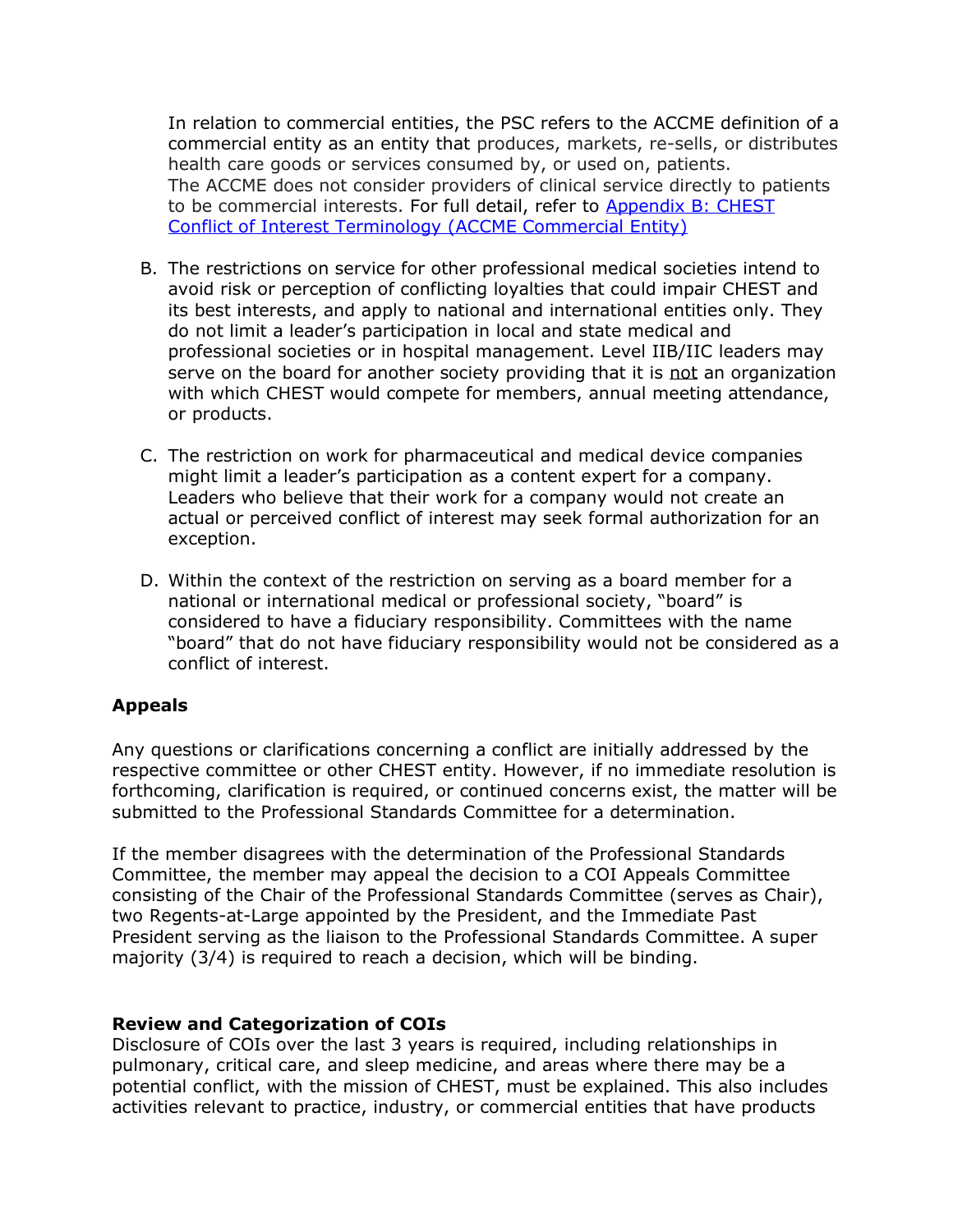In relation to commercial entities, the PSC refers to the ACCME definition of a commercial entity as an entity that produces, markets, re-sells, or distributes health care goods or services consumed by, or used on, patients. The ACCME does not consider providers of clinical service directly to patients to be commercial interests. For full detail, refer to [Appendix B: CHEST Conflict of Interest Terminology (ACCME Commercial Entity)]

B. The restrictions on service for other professional medical societies intend to avoid risk or perception of conflicting loyalties that could impair CHEST and its best interests, and apply to national and international entities only. They do not limit a leader's participation in local and state medical and professional societies or in hospital management. Level IIB/IIC leaders may serve on the board for another society providing that it is <u>not</u> an organization with which CHEST would compete for members, annual meeting attendance, or products.

C. The restriction on work for pharmaceutical and medical device companies might limit a leader's participation as a content expert for a company. Leaders who believe that their work for a company would not create an actual or perceived conflict of interest may seek formal authorization for an exception.

D. Within the context of the restriction on serving as a board member for a national or international medical or professional society, "board" is considered to have a fiduciary responsibility. Committees with the name "board" that do not have fiduciary responsibility would not be considered as a conflict of interest.

### Appeals

Any questions or clarifications concerning a conflict are initially addressed by the respective committee or other CHEST entity. However, if no immediate resolution is forthcoming, clarification is required, or continued concerns exist, the matter will be submitted to the Professional Standards Committee for a determination.

If the member disagrees with the determination of the Professional Standards Committee, the member may appeal the decision to a COI Appeals Committee consisting of the Chair of the Professional Standards Committee (serves as Chair), two Regents-at-Large appointed by the President, and the Immediate Past President serving as the liaison to the Professional Standards Committee. A super majority (3/4) is required to reach a decision, which will be binding.

### Review and Categorization of COIs

Disclosure of COIs over the last 3 years is required, including relationships in pulmonary, critical care, and sleep medicine, and areas where there may be a potential conflict, with the mission of CHEST, must be explained. This also includes activities relevant to practice, industry, or commercial entities that have products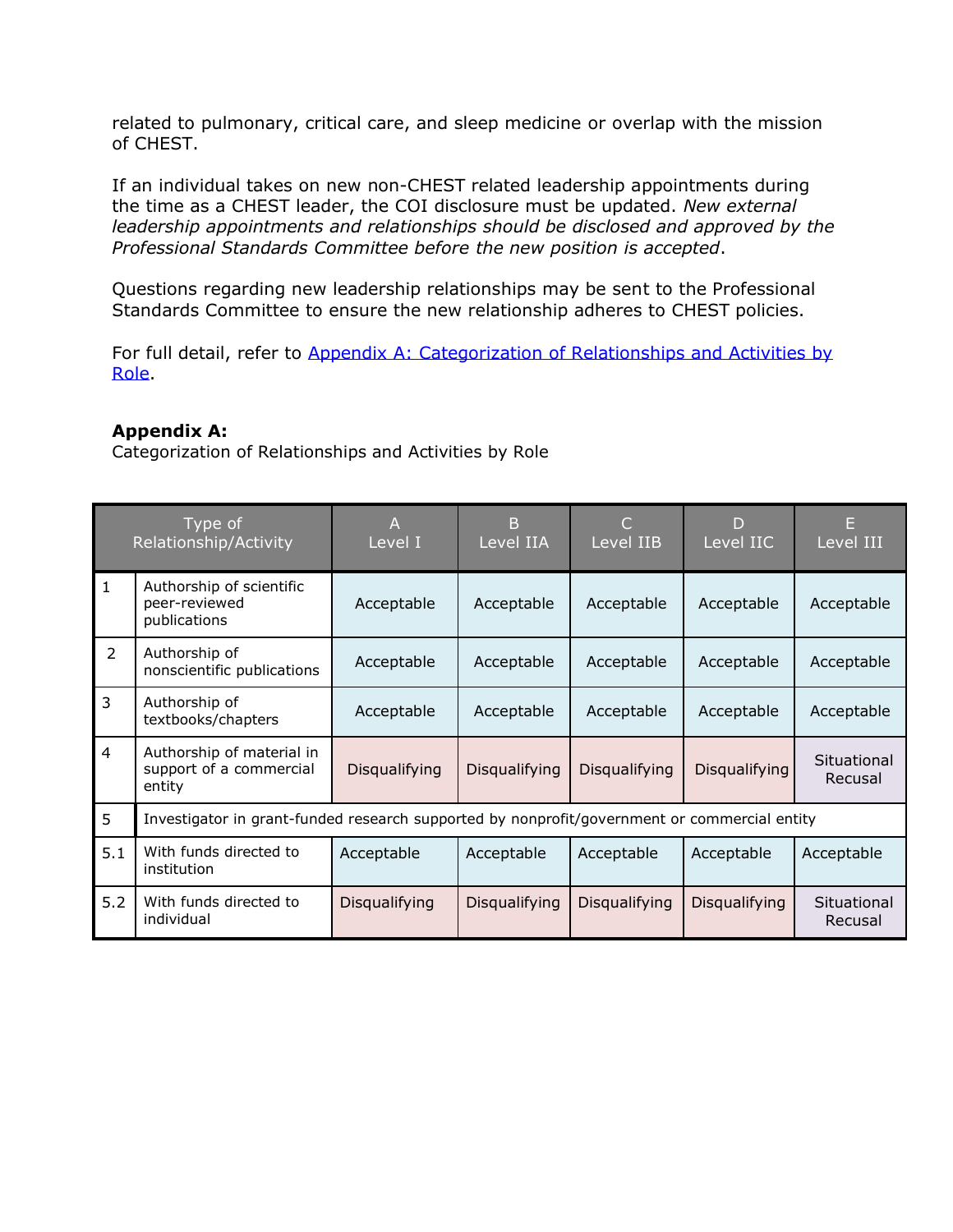related to pulmonary, critical care, and sleep medicine or overlap with the mission of CHEST.

If an individual takes on new non-CHEST related leadership appointments during the time as a CHEST leader, the COI disclosure must be updated. *New external leadership appointments and relationships should be disclosed and approved by the Professional Standards Committee before the new position is accepted*.

Questions regarding new leadership relationships may be sent to the Professional Standards Committee to ensure the new relationship adheres to CHEST policies.

For full detail, refer to [Appendix A: Categorization of Relationships and Activities by Role]().

**Appendix A:**
Categorization of Relationships and Activities by Role

| | Type of Relationship/Activity | A Level I | B Level IIA | C Level IIB | D Level IIC | E Level III |
|---|---|---|---|---|---|---|
| 1 | Authorship of scientific peer-reviewed publications | Acceptable | Acceptable | Acceptable | Acceptable | Acceptable |
| 2 | Authorship of nonscientific publications | Acceptable | Acceptable | Acceptable | Acceptable | Acceptable |
| 3 | Authorship of textbooks/chapters | Acceptable | Acceptable | Acceptable | Acceptable | Acceptable |
| 4 | Authorship of material in support of a commercial entity | Disqualifying | Disqualifying | Disqualifying | Disqualifying | Situational Recusal |
| 5 | Investigator in grant-funded research supported by nonprofit/government or commercial entity | | | | | |
| 5.1 | With funds directed to institution | Acceptable | Acceptable | Acceptable | Acceptable | Acceptable |
| 5.2 | With funds directed to individual | Disqualifying | Disqualifying | Disqualifying | Disqualifying | Situational Recusal |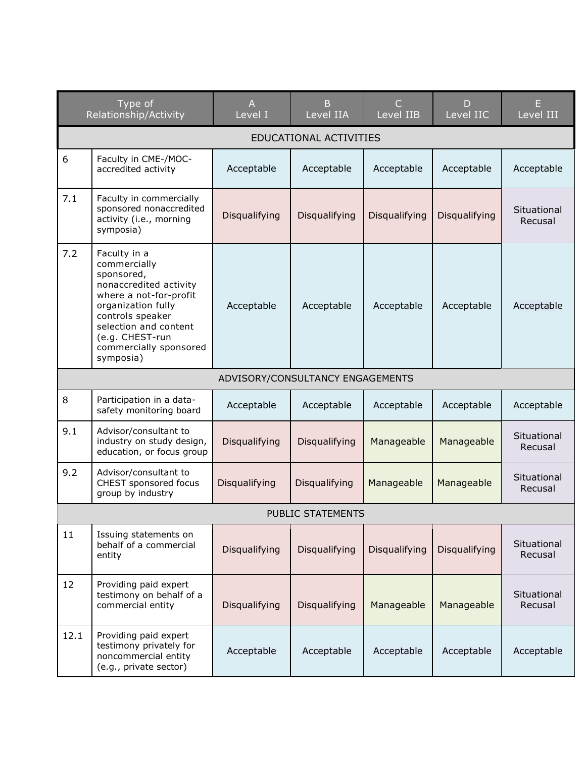| | Type of Relationship/Activity | A Level I | B Level IIA | C Level IIB | D Level IIC | E Level III |
|---|---|---|---|---|---|---|
| EDUCATIONAL ACTIVITIES | | | | | | |
| 6 | Faculty in CME-/MOC-accredited activity | Acceptable | Acceptable | Acceptable | Acceptable | Acceptable |
| 7.1 | Faculty in commercially sponsored nonaccredited activity (i.e., morning symposia) | Disqualifying | Disqualifying | Disqualifying | Disqualifying | Situational Recusal |
| 7.2 | Faculty in a commercially sponsored, nonaccredited activity where a not-for-profit organization fully controls speaker selection and content (e.g. CHEST-run commercially sponsored symposia) | Acceptable | Acceptable | Acceptable | Acceptable | Acceptable |
| ADVISORY/CONSULTANCY ENGAGEMENTS | | | | | | |
| 8 | Participation in a data-safety monitoring board | Acceptable | Acceptable | Acceptable | Acceptable | Acceptable |
| 9.1 | Advisor/consultant to industry on study design, education, or focus group | Disqualifying | Disqualifying | Manageable | Manageable | Situational Recusal |
| 9.2 | Advisor/consultant to CHEST sponsored focus group by industry | Disqualifying | Disqualifying | Manageable | Manageable | Situational Recusal |
| PUBLIC STATEMENTS | | | | | | |
| 11 | Issuing statements on behalf of a commercial entity | Disqualifying | Disqualifying | Disqualifying | Disqualifying | Situational Recusal |
| 12 | Providing paid expert testimony on behalf of a commercial entity | Disqualifying | Disqualifying | Manageable | Manageable | Situational Recusal |
| 12.1 | Providing paid expert testimony privately for noncommercial entity (e.g., private sector) | Acceptable | Acceptable | Acceptable | Acceptable | Acceptable |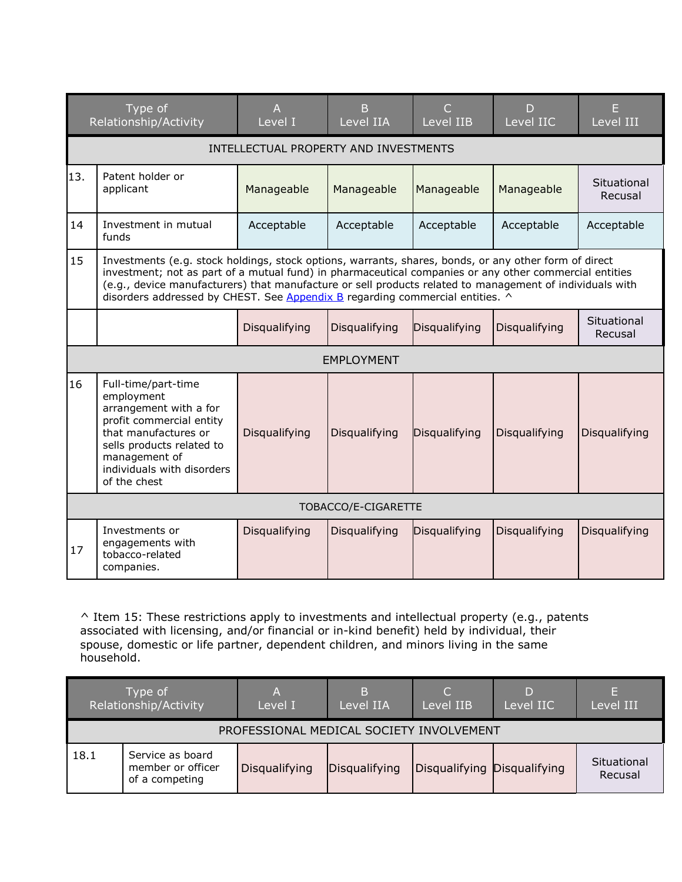| | Type of Relationship/Activity | A Level I | B Level IIA | C Level IIB | D Level IIC | E Level III |
|---|---|---|---|---|---|---|
| | **INTELLECTUAL PROPERTY AND INVESTMENTS** | | | | | |
| 13. | Patent holder or applicant | Manageable | Manageable | Manageable | Manageable | Situational Recusal |
| 14 | Investment in mutual funds | Acceptable | Acceptable | Acceptable | Acceptable | Acceptable |
| 15 | Investments (e.g. stock holdings, stock options, warrants, shares, bonds, or any other form of direct investment; not as part of a mutual fund) in pharmaceutical companies or any other commercial entities (e.g., device manufacturers) that manufacture or sell products related to management of individuals with disorders addressed by CHEST. See [Appendix B](#) regarding commercial entities. ^ | | | | | |
| | | Disqualifying | Disqualifying | Disqualifying | Disqualifying | Situational Recusal |
| | **EMPLOYMENT** | | | | | |
| 16 | Full-time/part-time employment arrangement with a for profit commercial entity that manufactures or sells products related to management of individuals with disorders of the chest | Disqualifying | Disqualifying | Disqualifying | Disqualifying | Disqualifying |
| | **TOBACCO/E-CIGARETTE** | | | | | |
| 17 | Investments or engagements with tobacco-related companies. | Disqualifying | Disqualifying | Disqualifying | Disqualifying | Disqualifying |

^ Item 15: These restrictions apply to investments and intellectual property (e.g., patents associated with licensing, and/or financial or in-kind benefit) held by individual, their spouse, domestic or life partner, dependent children, and minors living in the same household.

| | Type of Relationship/Activity | A Level I | B Level IIA | C Level IIB | D Level IIC | E Level III |
|---|---|---|---|---|---|---|
| | **PROFESSIONAL MEDICAL SOCIETY INVOLVEMENT** | | | | | |
| 18.1 | Service as board member or officer of a competing | Disqualifying | Disqualifying | Disqualifying | Disqualifying | Situational Recusal |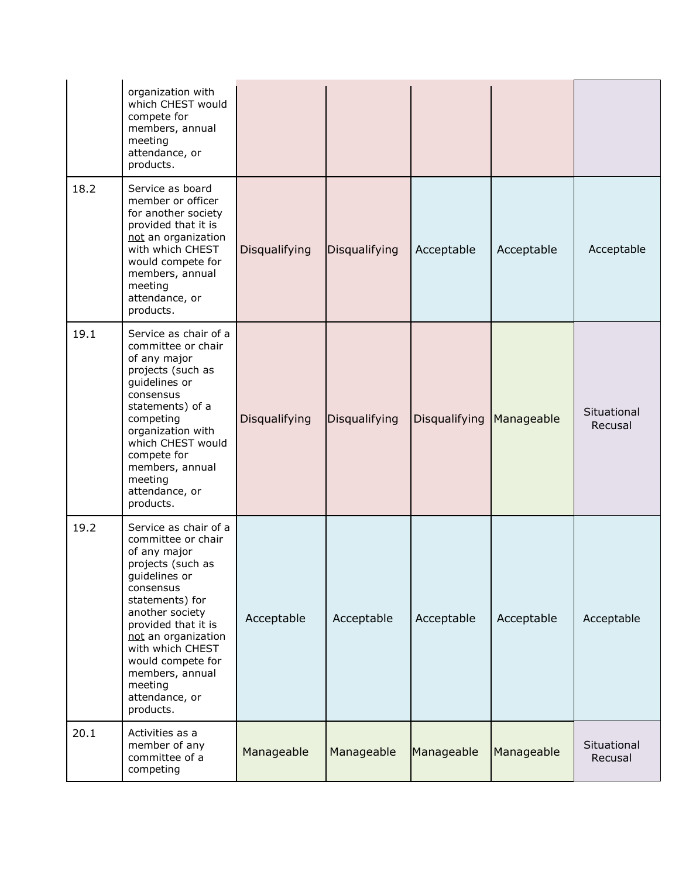| | | | | | | |
|---|---|---|---|---|---|---|
| | organization with which CHEST would compete for members, annual meeting attendance, or products. | | | | | |
| 18.2 | Service as board member or officer for another society provided that it is not an organization with which CHEST would compete for members, annual meeting attendance, or products. | Disqualifying | Disqualifying | Acceptable | Acceptable | Acceptable |
| 19.1 | Service as chair of a committee or chair of any major projects (such as guidelines or consensus statements) of a competing organization with which CHEST would compete for members, annual meeting attendance, or products. | Disqualifying | Disqualifying | Disqualifying | Manageable | Situational Recusal |
| 19.2 | Service as chair of a committee or chair of any major projects (such as guidelines or consensus statements) for another society provided that it is not an organization with which CHEST would compete for members, annual meeting attendance, or products. | Acceptable | Acceptable | Acceptable | Acceptable | Acceptable |
| 20.1 | Activities as a member of any committee of a competing | Manageable | Manageable | Manageable | Manageable | Situational Recusal |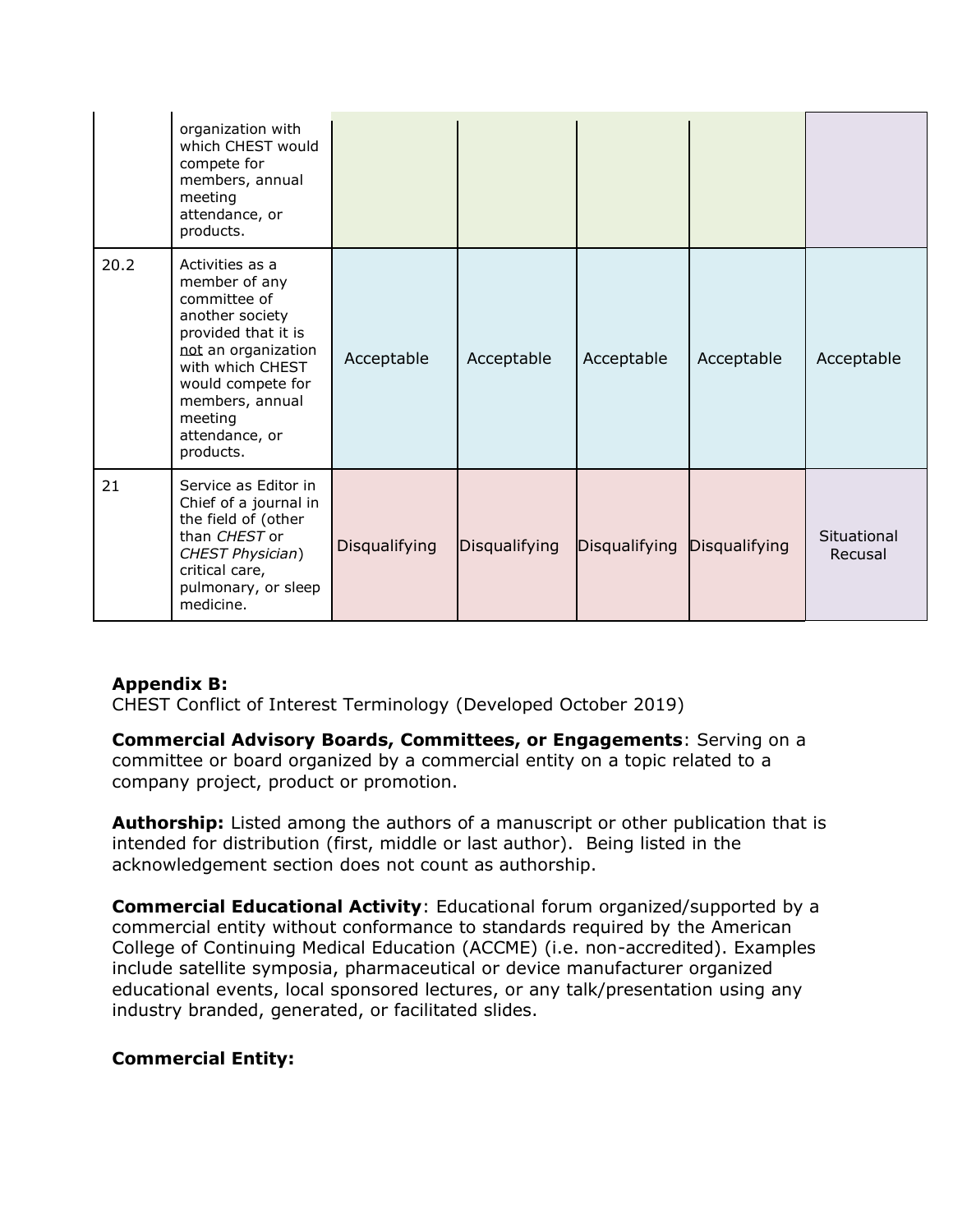| | | | | | | |
|---|---|---|---|---|---|---|
| | organization with which CHEST would compete for members, annual meeting attendance, or products. | | | | | |
| 20.2 | Activities as a member of any committee of another society provided that it is not an organization with which CHEST would compete for members, annual meeting attendance, or products. | Acceptable | Acceptable | Acceptable | Acceptable | Acceptable |
| 21 | Service as Editor in Chief of a journal in the field of (other than *CHEST* or *CHEST Physician*) critical care, pulmonary, or sleep medicine. | Disqualifying | Disqualifying | Disqualifying | Disqualifying | Situational Recusal |

**Appendix B:**
CHEST Conflict of Interest Terminology (Developed October 2019)

**Commercial Advisory Boards, Committees, or Engagements**: Serving on a committee or board organized by a commercial entity on a topic related to a company project, product or promotion.

**Authorship:** Listed among the authors of a manuscript or other publication that is intended for distribution (first, middle or last author). Being listed in the acknowledgement section does not count as authorship.

**Commercial Educational Activity**: Educational forum organized/supported by a commercial entity without conformance to standards required by the American College of Continuing Medical Education (ACCME) (i.e. non-accredited). Examples include satellite symposia, pharmaceutical or device manufacturer organized educational events, local sponsored lectures, or any talk/presentation using any industry branded, generated, or facilitated slides.

**Commercial Entity:**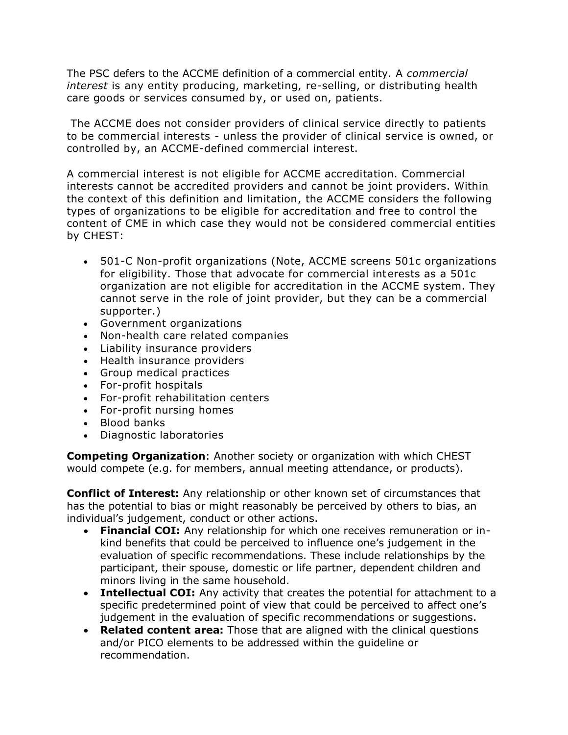The PSC defers to the ACCME definition of a commercial entity. A *commercial interest* is any entity producing, marketing, re-selling, or distributing health care goods or services consumed by, or used on, patients.

The ACCME does not consider providers of clinical service directly to patients to be commercial interests - unless the provider of clinical service is owned, or controlled by, an ACCME-defined commercial interest.

A commercial interest is not eligible for ACCME accreditation. Commercial interests cannot be accredited providers and cannot be joint providers. Within the context of this definition and limitation, the ACCME considers the following types of organizations to be eligible for accreditation and free to control the content of CME in which case they would not be considered commercial entities by CHEST:

- 501-C Non-profit organizations (Note, ACCME screens 501c organizations for eligibility. Those that advocate for commercial interests as a 501c organization are not eligible for accreditation in the ACCME system. They cannot serve in the role of joint provider, but they can be a commercial supporter.)
- Government organizations
- Non-health care related companies
- Liability insurance providers
- Health insurance providers
- Group medical practices
- For-profit hospitals
- For-profit rehabilitation centers
- For-profit nursing homes
- Blood banks
- Diagnostic laboratories

**Competing Organization**: Another society or organization with which CHEST would compete (e.g. for members, annual meeting attendance, or products).

**Conflict of Interest:** Any relationship or other known set of circumstances that has the potential to bias or might reasonably be perceived by others to bias, an individual's judgement, conduct or other actions.

- **Financial COI:** Any relationship for which one receives remuneration or in-kind benefits that could be perceived to influence one's judgement in the evaluation of specific recommendations. These include relationships by the participant, their spouse, domestic or life partner, dependent children and minors living in the same household.
- **Intellectual COI:** Any activity that creates the potential for attachment to a specific predetermined point of view that could be perceived to affect one's judgement in the evaluation of specific recommendations or suggestions.
- **Related content area:** Those that are aligned with the clinical questions and/or PICO elements to be addressed within the guideline or recommendation.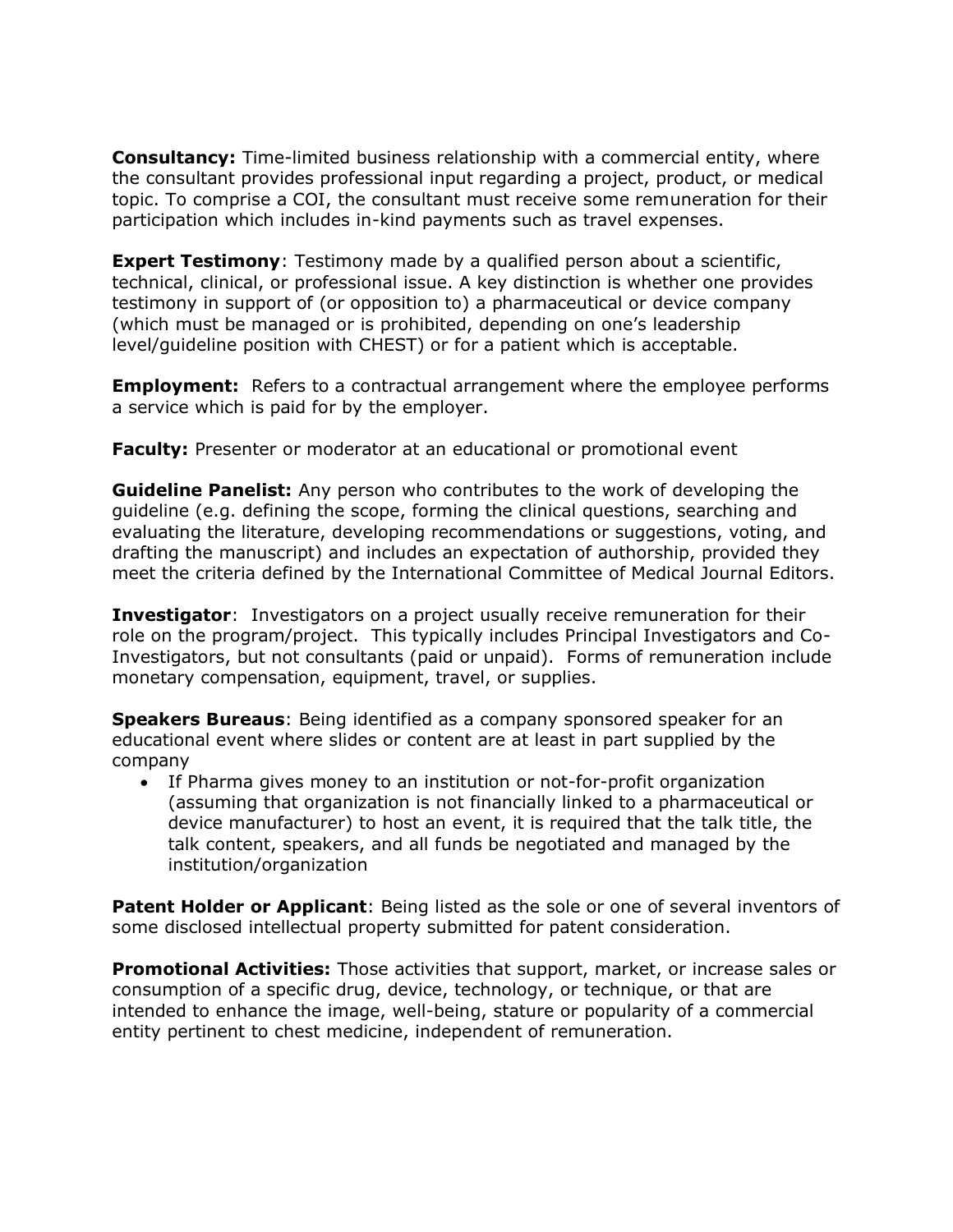**Consultancy:** Time-limited business relationship with a commercial entity, where the consultant provides professional input regarding a project, product, or medical topic. To comprise a COI, the consultant must receive some remuneration for their participation which includes in-kind payments such as travel expenses.

**Expert Testimony**: Testimony made by a qualified person about a scientific, technical, clinical, or professional issue. A key distinction is whether one provides testimony in support of (or opposition to) a pharmaceutical or device company (which must be managed or is prohibited, depending on one's leadership level/guideline position with CHEST) or for a patient which is acceptable.

**Employment:** Refers to a contractual arrangement where the employee performs a service which is paid for by the employer.

**Faculty:** Presenter or moderator at an educational or promotional event

**Guideline Panelist:** Any person who contributes to the work of developing the guideline (e.g. defining the scope, forming the clinical questions, searching and evaluating the literature, developing recommendations or suggestions, voting, and drafting the manuscript) and includes an expectation of authorship, provided they meet the criteria defined by the International Committee of Medical Journal Editors.

**Investigator**: Investigators on a project usually receive remuneration for their role on the program/project. This typically includes Principal Investigators and Co-Investigators, but not consultants (paid or unpaid). Forms of remuneration include monetary compensation, equipment, travel, or supplies.

**Speakers Bureaus**: Being identified as a company sponsored speaker for an educational event where slides or content are at least in part supplied by the company

- If Pharma gives money to an institution or not-for-profit organization (assuming that organization is not financially linked to a pharmaceutical or device manufacturer) to host an event, it is required that the talk title, the talk content, speakers, and all funds be negotiated and managed by the institution/organization

**Patent Holder or Applicant**: Being listed as the sole or one of several inventors of some disclosed intellectual property submitted for patent consideration.

**Promotional Activities:** Those activities that support, market, or increase sales or consumption of a specific drug, device, technology, or technique, or that are intended to enhance the image, well-being, stature or popularity of a commercial entity pertinent to chest medicine, independent of remuneration.